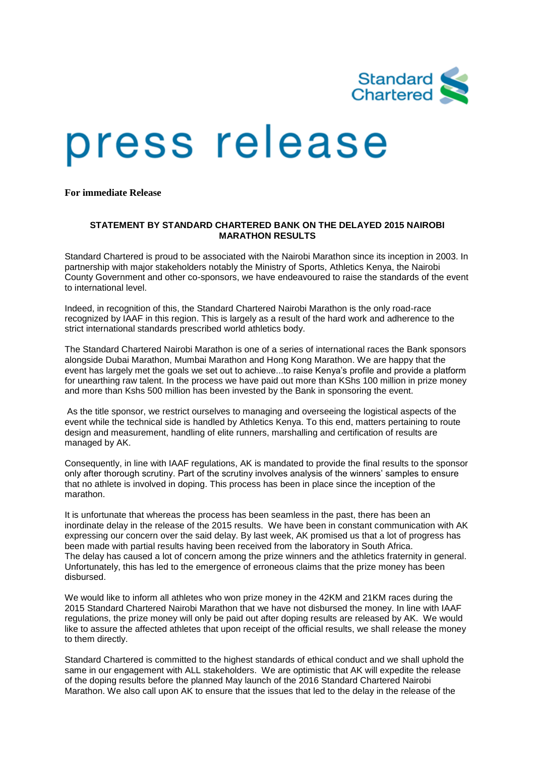Standard Chartered

# press release

**For immediate Release**

**STATEMENT BY STANDARD CHARTERED BANK ON THE DELAYED 2015 NAIROBI MARATHON RESULTS**

Standard Chartered is proud to be associated with the Nairobi Marathon since its inception in 2003. In partnership with major stakeholders notably the Ministry of Sports, Athletics Kenya, the Nairobi County Government and other co-sponsors, we have endeavoured to raise the standards of the event to international level.

Indeed, in recognition of this, the Standard Chartered Nairobi Marathon is the only road-race recognized by IAAF in this region. This is largely as a result of the hard work and adherence to the strict international standards prescribed world athletics body.

The Standard Chartered Nairobi Marathon is one of a series of international races the Bank sponsors alongside Dubai Marathon, Mumbai Marathon and Hong Kong Marathon. We are happy that the event has largely met the goals we set out to achieve...to raise Kenya's profile and provide a platform for unearthing raw talent. In the process we have paid out more than KShs 100 million in prize money and more than Kshs 500 million has been invested by the Bank in sponsoring the event.

As the title sponsor, we restrict ourselves to managing and overseeing the logistical aspects of the event while the technical side is handled by Athletics Kenya. To this end, matters pertaining to route design and measurement, handling of elite runners, marshalling and certification of results are managed by AK.

Consequently, in line with IAAF regulations, AK is mandated to provide the final results to the sponsor only after thorough scrutiny. Part of the scrutiny involves analysis of the winners' samples to ensure that no athlete is involved in doping. This process has been in place since the inception of the marathon.

It is unfortunate that whereas the process has been seamless in the past, there has been an inordinate delay in the release of the 2015 results. We have been in constant communication with AK expressing our concern over the said delay. By last week, AK promised us that a lot of progress has been made with partial results having been received from the laboratory in South Africa.
The delay has caused a lot of concern among the prize winners and the athletics fraternity in general. Unfortunately, this has led to the emergence of erroneous claims that the prize money has been disbursed.

We would like to inform all athletes who won prize money in the 42KM and 21KM races during the 2015 Standard Chartered Nairobi Marathon that we have not disbursed the money. In line with IAAF regulations, the prize money will only be paid out after doping results are released by AK. We would like to assure the affected athletes that upon receipt of the official results, we shall release the money to them directly.

Standard Chartered is committed to the highest standards of ethical conduct and we shall uphold the same in our engagement with ALL stakeholders. We are optimistic that AK will expedite the release of the doping results before the planned May launch of the 2016 Standard Chartered Nairobi Marathon. We also call upon AK to ensure that the issues that led to the delay in the release of the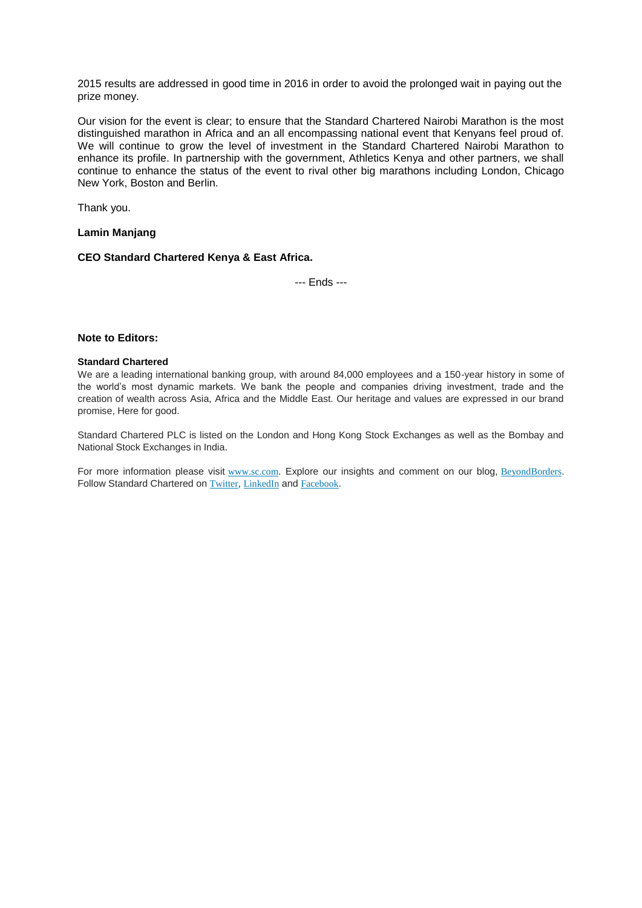2015 results are addressed in good time in 2016 in order to avoid the prolonged wait in paying out the prize money.

Our vision for the event is clear; to ensure that the Standard Chartered Nairobi Marathon is the most distinguished marathon in Africa and an all encompassing national event that Kenyans feel proud of. We will continue to grow the level of investment in the Standard Chartered Nairobi Marathon to enhance its profile. In partnership with the government, Athletics Kenya and other partners, we shall continue to enhance the status of the event to rival other big marathons including London, Chicago New York, Boston and Berlin.

Thank you.

**Lamin Manjang**

**CEO Standard Chartered Kenya & East Africa.**

--- Ends ---

**Note to Editors:**

**Standard Chartered**

We are a leading international banking group, with around 84,000 employees and a 150-year history in some of the world's most dynamic markets. We bank the people and companies driving investment, trade and the creation of wealth across Asia, Africa and the Middle East. Our heritage and values are expressed in our brand promise, Here for good.

Standard Chartered PLC is listed on the London and Hong Kong Stock Exchanges as well as the Bombay and National Stock Exchanges in India.

For more information please visit www.sc.com. Explore our insights and comment on our blog, BeyondBorders. Follow Standard Chartered on Twitter, LinkedIn and Facebook.